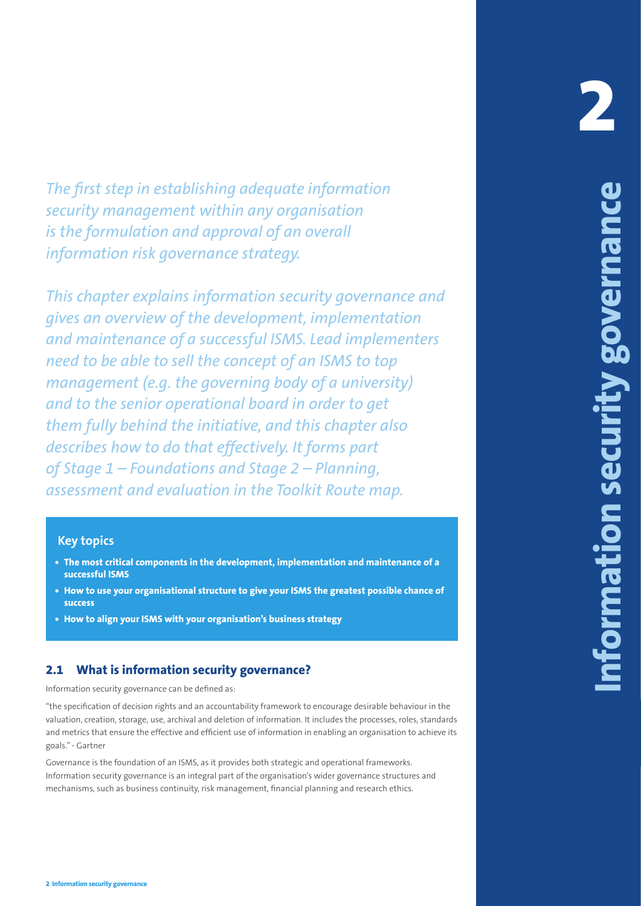# 2 Information security governance

*The first step in establishing adequate information security management within any organisation is the formulation and approval of an overall information risk governance strategy.*

*This chapter explains information security governance and gives an overview of the development, implementation and maintenance of a successful ISMS. Lead implementers need to be able to sell the concept of an ISMS to top management (e.g. the governing body of a university) and to the senior operational board in order to get them fully behind the initiative, and this chapter also describes how to do that effectively. It forms part of Stage 1 – Foundations and Stage 2 – Planning, assessment and evaluation in the Toolkit Route map.*

### Key topics

- **The most critical components in the development, implementation and maintenance of a successful ISMS**
- **How to use your organisational structure to give your ISMS the greatest possible chance of success**
- **How to align your ISMS with your organisation's business strategy**

## 2.1 What is information security governance?

Information security governance can be defined as:

"the specification of decision rights and an accountability framework to encourage desirable behaviour in the valuation, creation, storage, use, archival and deletion of information. It includes the processes, roles, standards and metrics that ensure the effective and efficient use of information in enabling an organisation to achieve its goals." - Gartner

Governance is the foundation of an ISMS, as it provides both strategic and operational frameworks. Information security governance is an integral part of the organisation's wider governance structures and mechanisms, such as business continuity, risk management, financial planning and research ethics.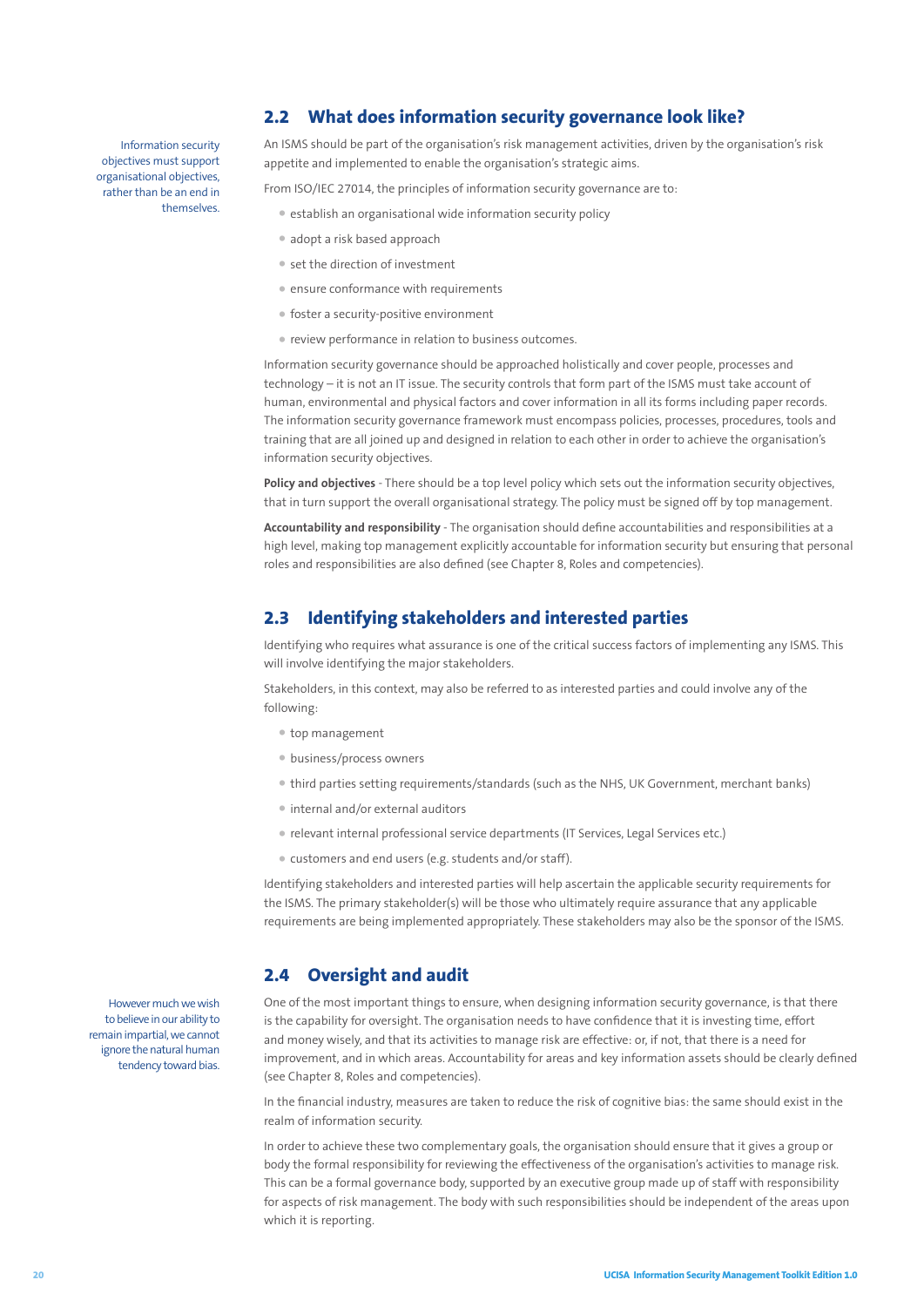## 2.2 What does information security governance look like?

Information security objectives must support organisational objectives, rather than be an end in themselves.

An ISMS should be part of the organisation's risk management activities, driven by the organisation's risk appetite and implemented to enable the organisation's strategic aims.

From ISO/IEC 27014, the principles of information security governance are to:

- establish an organisational wide information security policy
- adopt a risk based approach
- set the direction of investment
- ensure conformance with requirements
- foster a security-positive environment
- review performance in relation to business outcomes.

Information security governance should be approached holistically and cover people, processes and technology – it is not an IT issue. The security controls that form part of the ISMS must take account of human, environmental and physical factors and cover information in all its forms including paper records. The information security governance framework must encompass policies, processes, procedures, tools and training that are all joined up and designed in relation to each other in order to achieve the organisation's information security objectives.

**Policy and objectives** - There should be a top level policy which sets out the information security objectives, that in turn support the overall organisational strategy. The policy must be signed off by top management.

**Accountability and responsibility** - The organisation should define accountabilities and responsibilities at a high level, making top management explicitly accountable for information security but ensuring that personal roles and responsibilities are also defined (see Chapter 8, Roles and competencies).

## 2.3 Identifying stakeholders and interested parties

Identifying who requires what assurance is one of the critical success factors of implementing any ISMS. This will involve identifying the major stakeholders.

Stakeholders, in this context, may also be referred to as interested parties and could involve any of the following:

- top management
- business/process owners
- third parties setting requirements/standards (such as the NHS, UK Government, merchant banks)
- internal and/or external auditors
- relevant internal professional service departments (IT Services, Legal Services etc.)
- customers and end users (e.g. students and/or staff).

Identifying stakeholders and interested parties will help ascertain the applicable security requirements for the ISMS. The primary stakeholder(s) will be those who ultimately require assurance that any applicable requirements are being implemented appropriately. These stakeholders may also be the sponsor of the ISMS.

## 2.4 Oversight and audit

However much we wish to believe in our ability to remain impartial, we cannot ignore the natural human tendency toward bias.

One of the most important things to ensure, when designing information security governance, is that there is the capability for oversight. The organisation needs to have confidence that it is investing time, effort and money wisely, and that its activities to manage risk are effective: or, if not, that there is a need for improvement, and in which areas. Accountability for areas and key information assets should be clearly defined (see Chapter 8, Roles and competencies).

In the financial industry, measures are taken to reduce the risk of cognitive bias: the same should exist in the realm of information security.

In order to achieve these two complementary goals, the organisation should ensure that it gives a group or body the formal responsibility for reviewing the effectiveness of the organisation's activities to manage risk. This can be a formal governance body, supported by an executive group made up of staff with responsibility for aspects of risk management. The body with such responsibilities should be independent of the areas upon which it is reporting.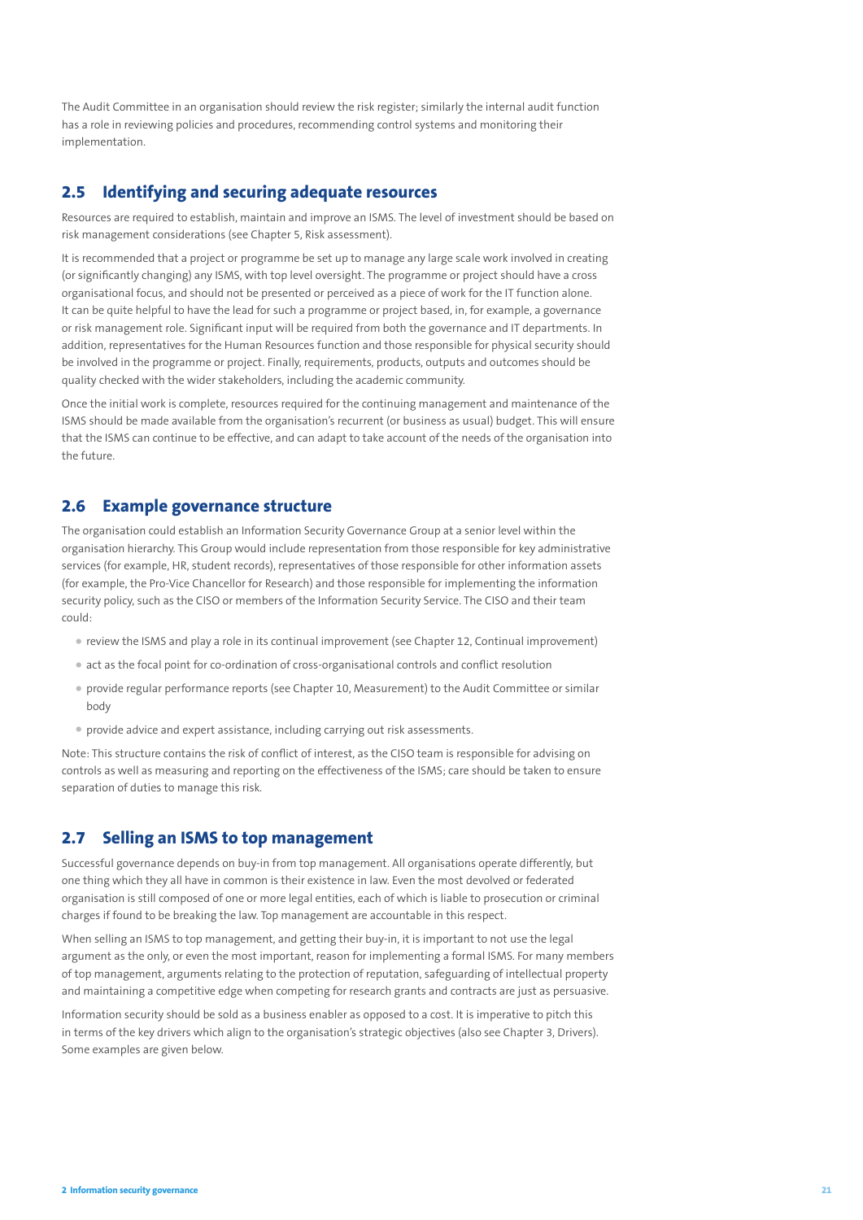The Audit Committee in an organisation should review the risk register; similarly the internal audit function has a role in reviewing policies and procedures, recommending control systems and monitoring their implementation.

## 2.5 Identifying and securing adequate resources

Resources are required to establish, maintain and improve an ISMS. The level of investment should be based on risk management considerations (see Chapter 5, Risk assessment).

It is recommended that a project or programme be set up to manage any large scale work involved in creating (or significantly changing) any ISMS, with top level oversight. The programme or project should have a cross organisational focus, and should not be presented or perceived as a piece of work for the IT function alone. It can be quite helpful to have the lead for such a programme or project based, in, for example, a governance or risk management role. Significant input will be required from both the governance and IT departments. In addition, representatives for the Human Resources function and those responsible for physical security should be involved in the programme or project. Finally, requirements, products, outputs and outcomes should be quality checked with the wider stakeholders, including the academic community.

Once the initial work is complete, resources required for the continuing management and maintenance of the ISMS should be made available from the organisation's recurrent (or business as usual) budget. This will ensure that the ISMS can continue to be effective, and can adapt to take account of the needs of the organisation into the future.

## 2.6 Example governance structure

The organisation could establish an Information Security Governance Group at a senior level within the organisation hierarchy. This Group would include representation from those responsible for key administrative services (for example, HR, student records), representatives of those responsible for other information assets (for example, the Pro-Vice Chancellor for Research) and those responsible for implementing the information security policy, such as the CISO or members of the Information Security Service. The CISO and their team could:

- review the ISMS and play a role in its continual improvement (see Chapter 12, Continual improvement)
- act as the focal point for co-ordination of cross-organisational controls and conflict resolution
- provide regular performance reports (see Chapter 10, Measurement) to the Audit Committee or similar body
- provide advice and expert assistance, including carrying out risk assessments.

Note: This structure contains the risk of conflict of interest, as the CISO team is responsible for advising on controls as well as measuring and reporting on the effectiveness of the ISMS; care should be taken to ensure separation of duties to manage this risk.

## 2.7 Selling an ISMS to top management

Successful governance depends on buy-in from top management. All organisations operate differently, but one thing which they all have in common is their existence in law. Even the most devolved or federated organisation is still composed of one or more legal entities, each of which is liable to prosecution or criminal charges if found to be breaking the law. Top management are accountable in this respect.

When selling an ISMS to top management, and getting their buy-in, it is important to not use the legal argument as the only, or even the most important, reason for implementing a formal ISMS. For many members of top management, arguments relating to the protection of reputation, safeguarding of intellectual property and maintaining a competitive edge when competing for research grants and contracts are just as persuasive.

Information security should be sold as a business enabler as opposed to a cost. It is imperative to pitch this in terms of the key drivers which align to the organisation's strategic objectives (also see Chapter 3, Drivers). Some examples are given below.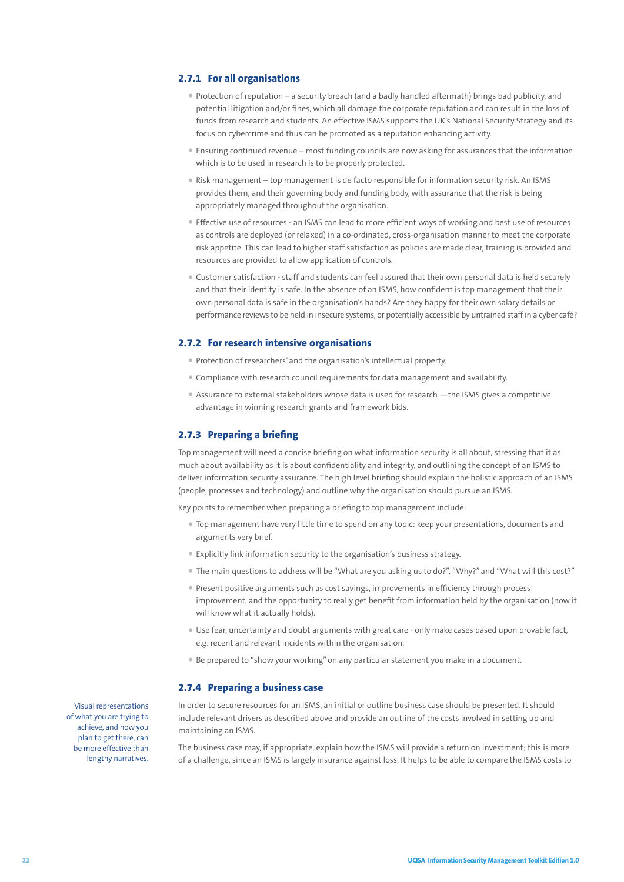### 2.7.1 For all organisations

- Protection of reputation – a security breach (and a badly handled aftermath) brings bad publicity, and potential litigation and/or fines, which all damage the corporate reputation and can result in the loss of funds from research and students. An effective ISMS supports the UK's National Security Strategy and its focus on cybercrime and thus can be promoted as a reputation enhancing activity.
- Ensuring continued revenue – most funding councils are now asking for assurances that the information which is to be used in research is to be properly protected.
- Risk management – top management is de facto responsible for information security risk. An ISMS provides them, and their governing body and funding body, with assurance that the risk is being appropriately managed throughout the organisation.
- Effective use of resources - an ISMS can lead to more efficient ways of working and best use of resources as controls are deployed (or relaxed) in a co-ordinated, cross-organisation manner to meet the corporate risk appetite. This can lead to higher staff satisfaction as policies are made clear, training is provided and resources are provided to allow application of controls.
- Customer satisfaction - staff and students can feel assured that their own personal data is held securely and that their identity is safe. In the absence of an ISMS, how confident is top management that their own personal data is safe in the organisation's hands? Are they happy for their own salary details or performance reviews to be held in insecure systems, or potentially accessible by untrained staff in a cyber café?

### 2.7.2 For research intensive organisations

- Protection of researchers' and the organisation's intellectual property.
- Compliance with research council requirements for data management and availability.
- Assurance to external stakeholders whose data is used for research —the ISMS gives a competitive advantage in winning research grants and framework bids.

### 2.7.3 Preparing a briefing

Top management will need a concise briefing on what information security is all about, stressing that it as much about availability as it is about confidentiality and integrity, and outlining the concept of an ISMS to deliver information security assurance. The high level briefing should explain the holistic approach of an ISMS (people, processes and technology) and outline why the organisation should pursue an ISMS.

Key points to remember when preparing a briefing to top management include:

- Top management have very little time to spend on any topic: keep your presentations, documents and arguments very brief.
- Explicitly link information security to the organisation's business strategy.
- The main questions to address will be "What are you asking us to do?", "Why?" and "What will this cost?"
- Present positive arguments such as cost savings, improvements in efficiency through process improvement, and the opportunity to really get benefit from information held by the organisation (now it will know what it actually holds).
- Use fear, uncertainty and doubt arguments with great care - only make cases based upon provable fact, e.g. recent and relevant incidents within the organisation.
- Be prepared to "show your working" on any particular statement you make in a document.

### 2.7.4 Preparing a business case

*Visual representations of what you are trying to achieve, and how you plan to get there, can be more effective than lengthy narratives.*

In order to secure resources for an ISMS, an initial or outline business case should be presented. It should include relevant drivers as described above and provide an outline of the costs involved in setting up and maintaining an ISMS.

The business case may, if appropriate, explain how the ISMS will provide a return on investment; this is more of a challenge, since an ISMS is largely insurance against loss. It helps to be able to compare the ISMS costs to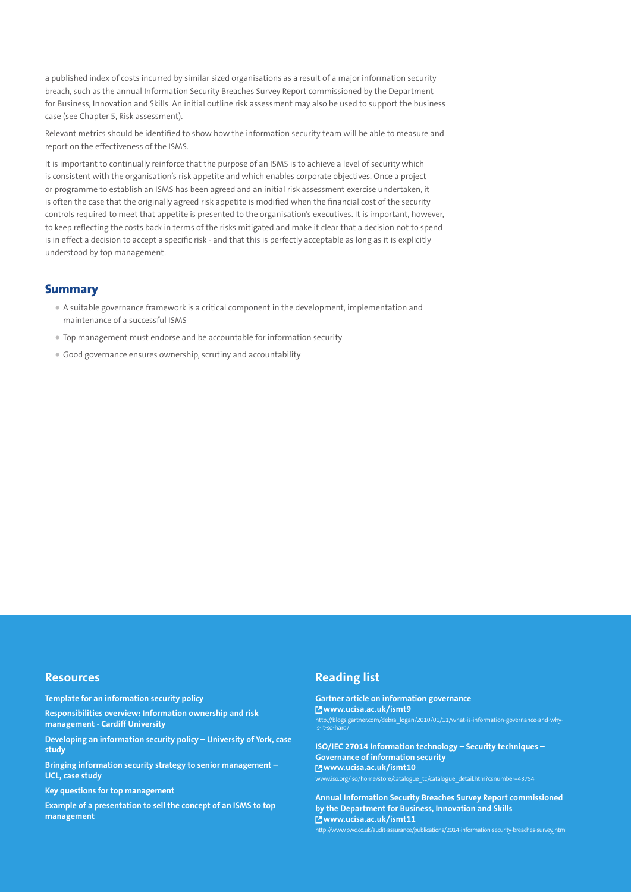a published index of costs incurred by similar sized organisations as a result of a major information security breach, such as the annual Information Security Breaches Survey Report commissioned by the Department for Business, Innovation and Skills. An initial outline risk assessment may also be used to support the business case (see Chapter 5, Risk assessment).

Relevant metrics should be identified to show how the information security team will be able to measure and report on the effectiveness of the ISMS.

It is important to continually reinforce that the purpose of an ISMS is to achieve a level of security which is consistent with the organisation's risk appetite and which enables corporate objectives. Once a project or programme to establish an ISMS has been agreed and an initial risk assessment exercise undertaken, it is often the case that the originally agreed risk appetite is modified when the financial cost of the security controls required to meet that appetite is presented to the organisation's executives. It is important, however, to keep reflecting the costs back in terms of the risks mitigated and make it clear that a decision not to spend is in effect a decision to accept a specific risk - and that this is perfectly acceptable as long as it is explicitly understood by top management.

## Summary

- A suitable governance framework is a critical component in the development, implementation and maintenance of a successful ISMS
- Top management must endorse and be accountable for information security
- Good governance ensures ownership, scrutiny and accountability

## Resources

**Template for an information security policy**

**Responsibilities overview: Information ownership and risk management - Cardiff University**

**Developing an information security policy – University of York, case study**

**Bringing information security strategy to senior management – UCL, case study**

**Key questions for top management**

**Example of a presentation to sell the concept of an ISMS to top management**

## Reading list

**Gartner article on information governance**
**www.ucisa.ac.uk/ismt9**
http://blogs.gartner.com/debra_logan/2010/01/11/what-is-information-governance-and-why-is-it-so-hard/

**ISO/IEC 27014 Information technology – Security techniques – Governance of information security**
**www.ucisa.ac.uk/ismt10**
www.iso.org/iso/home/store/catalogue_tc/catalogue_detail.htm?csnumber=43754

**Annual Information Security Breaches Survey Report commissioned by the Department for Business, Innovation and Skills**
**www.ucisa.ac.uk/ismt11**
http://www.pwc.co.uk/audit-assurance/publications/2014-information-security-breaches-survey.jhtml